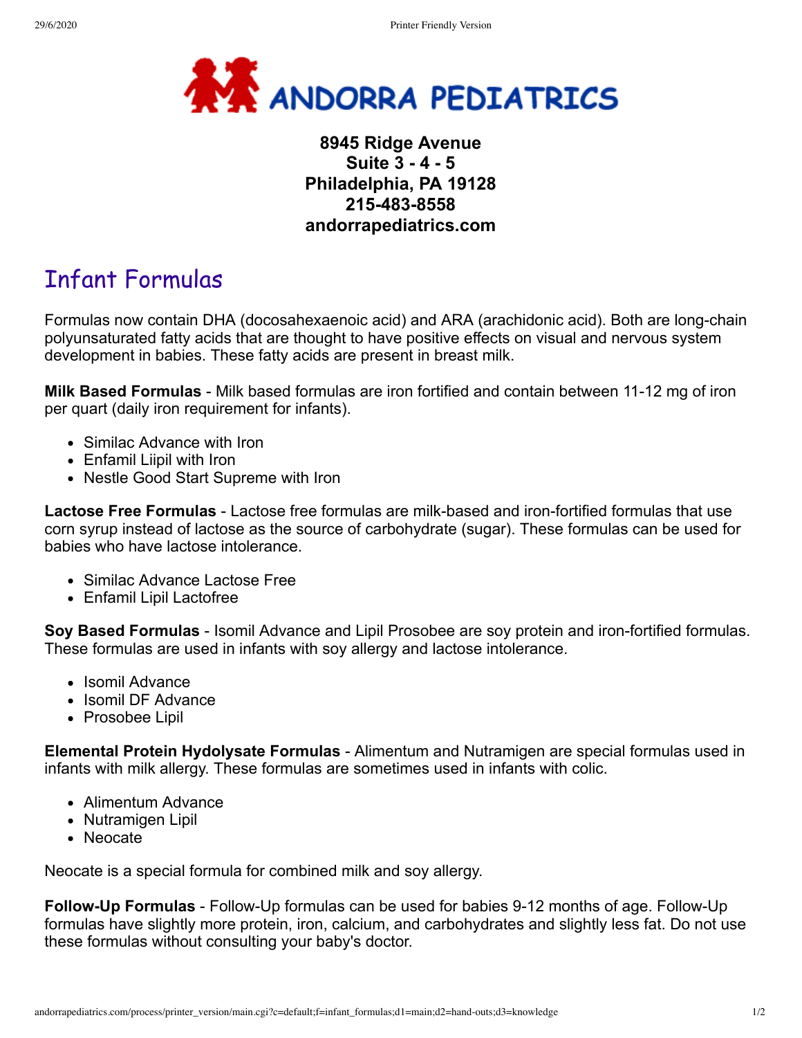# ANDORRA PEDIATRICS

**8945 Ridge Avenue**
**Suite 3 - 4 - 5**
**Philadelphia, PA 19128**
**215-483-8558**
**andorrapediatrics.com**

## Infant Formulas

Formulas now contain DHA (docosahexaenoic acid) and ARA (arachidonic acid). Both are long-chain polyunsaturated fatty acids that are thought to have positive effects on visual and nervous system development in babies. These fatty acids are present in breast milk.

**Milk Based Formulas** - Milk based formulas are iron fortified and contain between 11-12 mg of iron per quart (daily iron requirement for infants).

- Similac Advance with Iron
- Enfamil Liipil with Iron
- Nestle Good Start Supreme with Iron

**Lactose Free Formulas** - Lactose free formulas are milk-based and iron-fortified formulas that use corn syrup instead of lactose as the source of carbohydrate (sugar). These formulas can be used for babies who have lactose intolerance.

- Similac Advance Lactose Free
- Enfamil Lipil Lactofree

**Soy Based Formulas** - Isomil Advance and Lipil Prosobee are soy protein and iron-fortified formulas. These formulas are used in infants with soy allergy and lactose intolerance.

- Isomil Advance
- Isomil DF Advance
- Prosobee Lipil

**Elemental Protein Hydolysate Formulas** - Alimentum and Nutramigen are special formulas used in infants with milk allergy. These formulas are sometimes used in infants with colic.

- Alimentum Advance
- Nutramigen Lipil
- Neocate

Neocate is a special formula for combined milk and soy allergy.

**Follow-Up Formulas** - Follow-Up formulas can be used for babies 9-12 months of age. Follow-Up formulas have slightly more protein, iron, calcium, and carbohydrates and slightly less fat. Do not use these formulas without consulting your baby's doctor.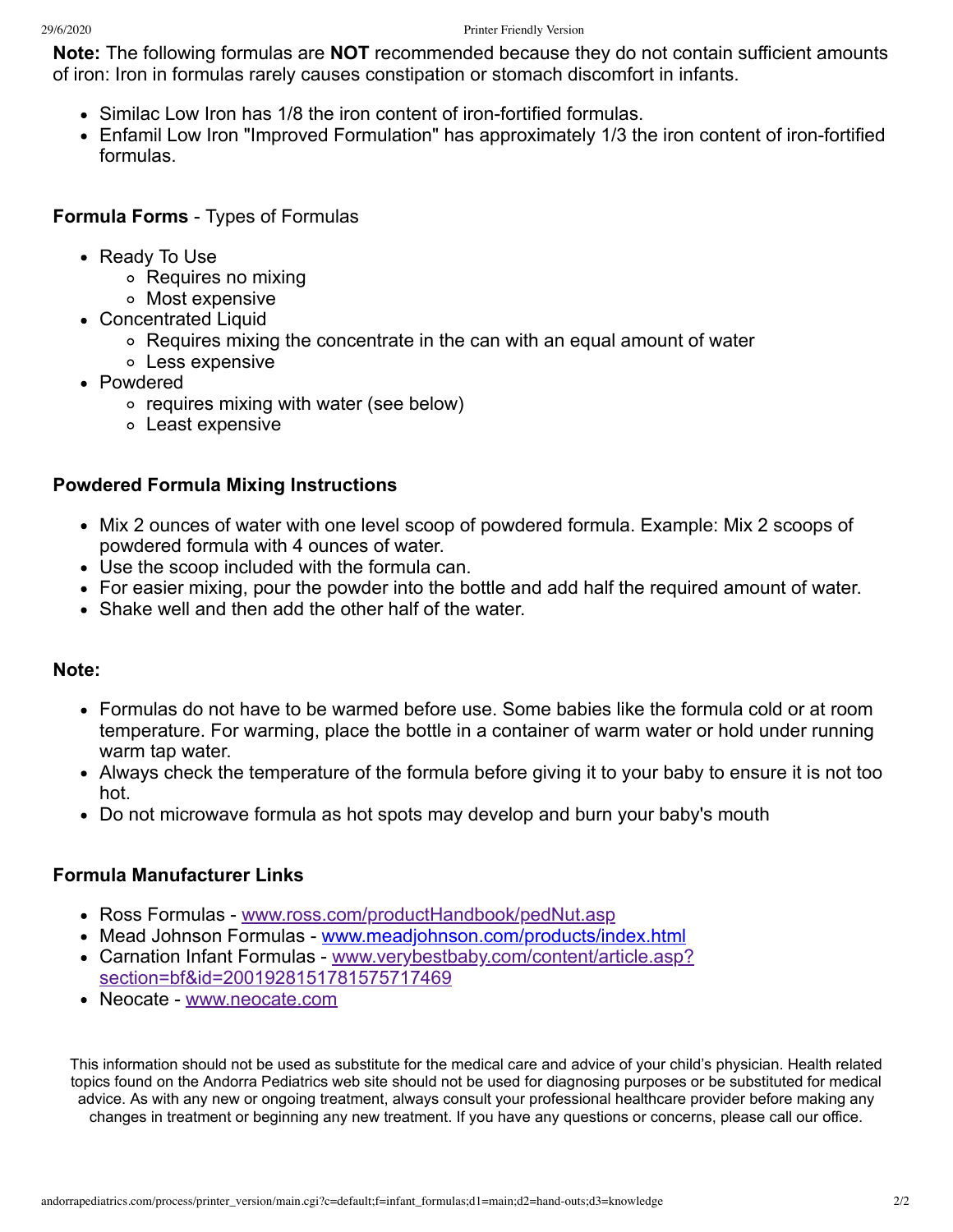**Note:** The following formulas are **NOT** recommended because they do not contain sufficient amounts of iron: Iron in formulas rarely causes constipation or stomach discomfort in infants.

- Similac Low Iron has 1/8 the iron content of iron-fortified formulas.
- Enfamil Low Iron "Improved Formulation" has approximately 1/3 the iron content of iron-fortified formulas.

**Formula Forms** - Types of Formulas

- Ready To Use
  - Requires no mixing
  - Most expensive
- Concentrated Liquid
  - Requires mixing the concentrate in the can with an equal amount of water
  - Less expensive
- Powdered
  - requires mixing with water (see below)
  - Least expensive

**Powdered Formula Mixing Instructions**

- Mix 2 ounces of water with one level scoop of powdered formula. Example: Mix 2 scoops of powdered formula with 4 ounces of water.
- Use the scoop included with the formula can.
- For easier mixing, pour the powder into the bottle and add half the required amount of water.
- Shake well and then add the other half of the water.

**Note:**

- Formulas do not have to be warmed before use. Some babies like the formula cold or at room temperature. For warming, place the bottle in a container of warm water or hold under running warm tap water.
- Always check the temperature of the formula before giving it to your baby to ensure it is not too hot.
- Do not microwave formula as hot spots may develop and burn your baby's mouth

**Formula Manufacturer Links**

- Ross Formulas - www.ross.com/productHandbook/pedNut.asp
- Mead Johnson Formulas - www.meadjohnson.com/products/index.html
- Carnation Infant Formulas - www.verybestbaby.com/content/article.asp?section=bf&id=20019281517815757174​69
- Neocate - www.neocate.com

This information should not be used as substitute for the medical care and advice of your child's physician. Health related topics found on the Andorra Pediatrics web site should not be used for diagnosing purposes or be substituted for medical advice. As with any new or ongoing treatment, always consult your professional healthcare provider before making any changes in treatment or beginning any new treatment. If you have any questions or concerns, please call our office.